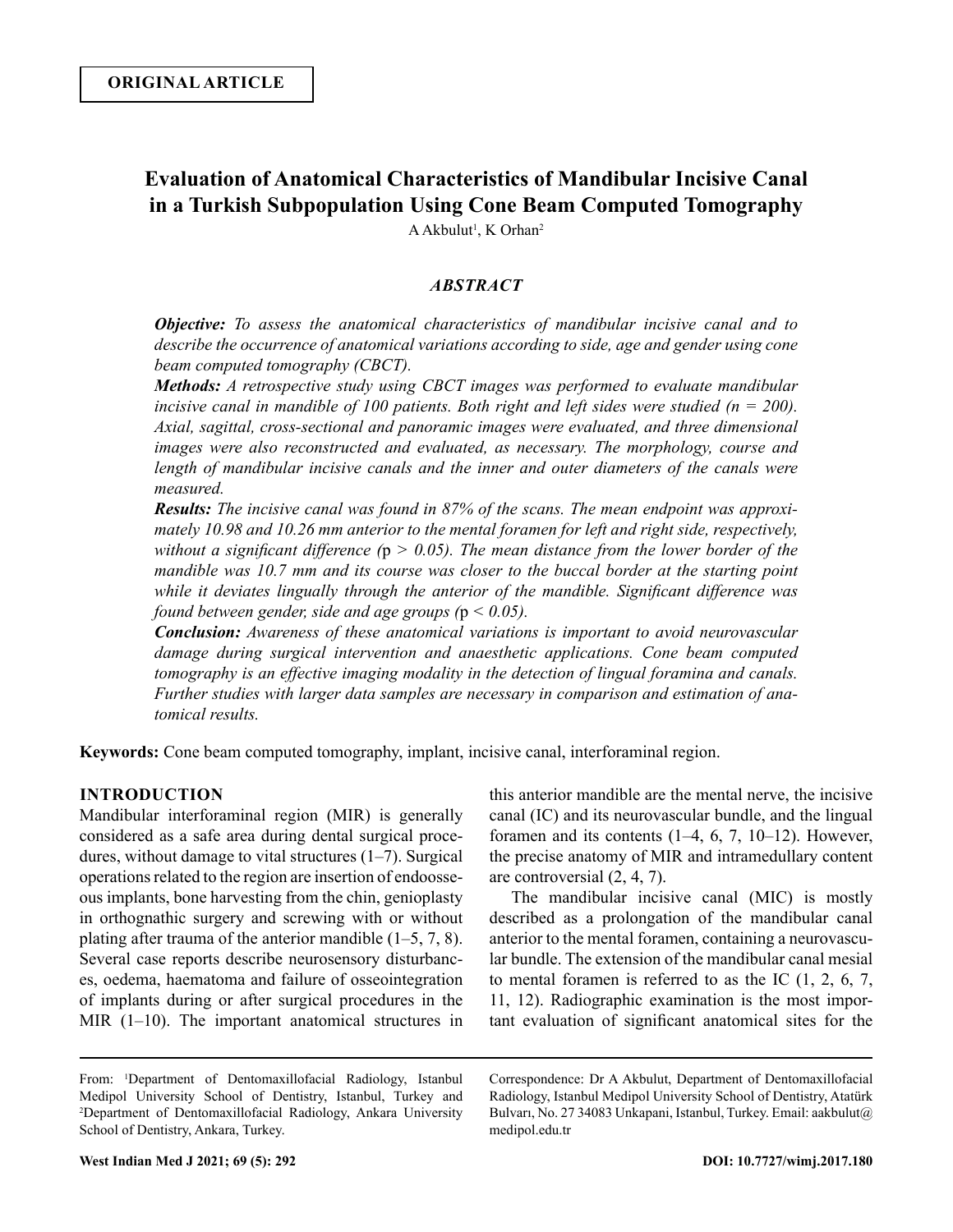ORIGINAL ARTICLE

# Evaluation of Anatomical Characteristics of Mandibular Incisive Canal in a Turkish Subpopulation Using Cone Beam Computed Tomography

A Akbulut[1], K Orhan[2]

## ABSTRACT

***Objective:*** *To assess the anatomical characteristics of mandibular incisive canal and to describe the occurrence of anatomical variations according to side, age and gender using cone beam computed tomography (CBCT).*

***Methods:*** *A retrospective study using CBCT images was performed to evaluate mandibular incisive canal in mandible of 100 patients. Both right and left sides were studied (n = 200). Axial, sagittal, cross-sectional and panoramic images were evaluated, and three dimensional images were also reconstructed and evaluated, as necessary. The morphology, course and length of mandibular incisive canals and the inner and outer diameters of the canals were measured.*

***Results:*** *The incisive canal was found in 87% of the scans. The mean endpoint was approximately 10.98 and 10.26 mm anterior to the mental foramen for left and right side, respectively, without a significant difference (*$p > 0.05$*). The mean distance from the lower border of the mandible was 10.7 mm and its course was closer to the buccal border at the starting point while it deviates lingually through the anterior of the mandible. Significant difference was found between gender, side and age groups (*$p < 0.05$*).*

***Conclusion:*** *Awareness of these anatomical variations is important to avoid neurovascular damage during surgical intervention and anaesthetic applications. Cone beam computed tomography is an effective imaging modality in the detection of lingual foramina and canals. Further studies with larger data samples are necessary in comparison and estimation of anatomical results.*

**Keywords:** Cone beam computed tomography, implant, incisive canal, interforaminal region.

## INTRODUCTION

Mandibular interforaminal region (MIR) is generally considered as a safe area during dental surgical procedures, without damage to vital structures (1–7). Surgical operations related to the region are insertion of endosseous implants, bone harvesting from the chin, genioplasty in orthognathic surgery and screwing with or without plating after trauma of the anterior mandible (1–5, 7, 8). Several case reports describe neurosensory disturbances, oedema, haematoma and failure of osseointegration of implants during or after surgical procedures in the MIR (1–10). The important anatomical structures in this anterior mandible are the mental nerve, the incisive canal (IC) and its neurovascular bundle, and the lingual foramen and its contents (1–4, 6, 7, 10–12). However, the precise anatomy of MIR and intramedullary content are controversial (2, 4, 7).

The mandibular incisive canal (MIC) is mostly described as a prolongation of the mandibular canal anterior to the mental foramen, containing a neurovascular bundle. The extension of the mandibular canal mesial to mental foramen is referred to as the IC (1, 2, 6, 7, 11, 12). Radiographic examination is the most important evaluation of significant anatomical sites for the

From: [1]Department of Dentomaxillofacial Radiology, Istanbul Medipol University School of Dentistry, Istanbul, Turkey and [2]Department of Dentomaxillofacial Radiology, Ankara University School of Dentistry, Ankara, Turkey.

Correspondence: Dr A Akbulut, Department of Dentomaxillofacial Radiology, Istanbul Medipol University School of Dentistry, Atatürk Bulvarı, No. 27 34083 Unkapani, Istanbul, Turkey. Email: aakbulut@medipol.edu.tr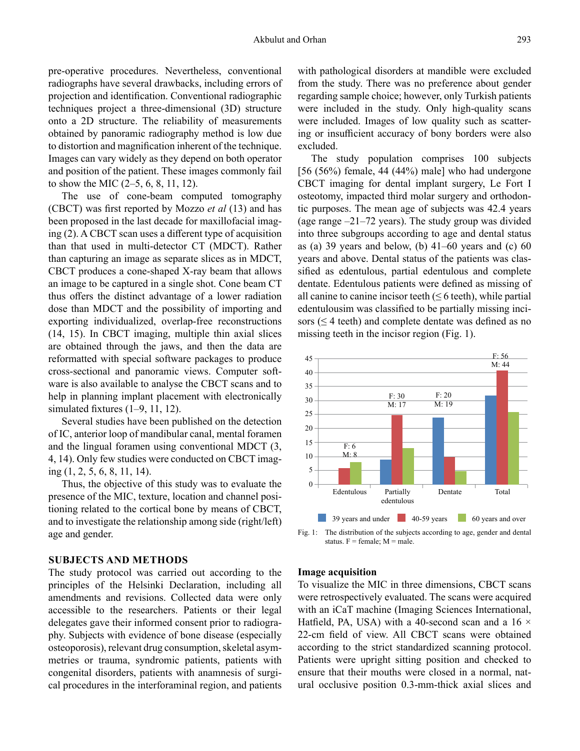pre-operative procedures. Nevertheless, conventional radiographs have several drawbacks, including errors of projection and identification. Conventional radiographic techniques project a three-dimensional (3D) structure onto a 2D structure. The reliability of measurements obtained by panoramic radiography method is low due to distortion and magnification inherent of the technique. Images can vary widely as they depend on both operator and position of the patient. These images commonly fail to show the MIC (2–5, 6, 8, 11, 12).

The use of cone-beam computed tomography (CBCT) was first reported by Mozzo *et al* (13) and has been proposed in the last decade for maxillofacial imaging (2). A CBCT scan uses a different type of acquisition than that used in multi-detector CT (MDCT). Rather than capturing an image as separate slices as in MDCT, CBCT produces a cone-shaped X-ray beam that allows an image to be captured in a single shot. Cone beam CT thus offers the distinct advantage of a lower radiation dose than MDCT and the possibility of importing and exporting individualized, overlap-free reconstructions (14, 15). In CBCT imaging, multiple thin axial slices are obtained through the jaws, and then the data are reformatted with special software packages to produce cross-sectional and panoramic views. Computer software is also available to analyse the CBCT scans and to help in planning implant placement with electronically simulated fixtures (1–9, 11, 12).

Several studies have been published on the detection of IC, anterior loop of mandibular canal, mental foramen and the lingual foramen using conventional MDCT (3, 4, 14). Only few studies were conducted on CBCT imaging (1, 2, 5, 6, 8, 11, 14).

Thus, the objective of this study was to evaluate the presence of the MIC, texture, location and channel positioning related to the cortical bone by means of CBCT, and to investigate the relationship among side (right/left) age and gender.

## SUBJECTS AND METHODS

The study protocol was carried out according to the principles of the Helsinki Declaration, including all amendments and revisions. Collected data were only accessible to the researchers. Patients or their legal delegates gave their informed consent prior to radiography. Subjects with evidence of bone disease (especially osteoporosis), relevant drug consumption, skeletal asymmetries or trauma, syndromic patients, patients with congenital disorders, patients with anamnesis of surgical procedures in the interforaminal region, and patients with pathological disorders at mandible were excluded from the study. There was no preference about gender regarding sample choice; however, only Turkish patients were included in the study. Only high-quality scans were included. Images of low quality such as scattering or insufficient accuracy of bony borders were also excluded.

The study population comprises 100 subjects [56 (56%) female, 44 (44%) male] who had undergone CBCT imaging for dental implant surgery, Le Fort I osteotomy, impacted third molar surgery and orthodontic purposes. The mean age of subjects was 42.4 years (age range –21–72 years). The study group was divided into three subgroups according to age and dental status as (a) 39 years and below, (b) 41–60 years and (c) 60 years and above. Dental status of the patients was classified as edentulous, partial edentulous and complete dentate. Edentulous patients were defined as missing of all canine to canine incisor teeth (≤ 6 teeth), while partial edentulousim was classified to be partially missing incisors (≤ 4 teeth) and complete dentate was defined as no missing teeth in the incisor region (Fig. 1).

45
40
35
30
25
20
15
10
5
0

F: 6
M: 8

F: 30
M: 17

F: 20
M: 19

F: 56
M: 44

Edentulous
Partially edentulous
Dentate
Total

39 years and under
40-59 years
60 years and over

Fig. 1: The distribution of the subjects according to age, gender and dental status. F = female; M = male.

### Image acquisition

To visualize the MIC in three dimensions, CBCT scans were retrospectively evaluated. The scans were acquired with an iCaT machine (Imaging Sciences International, Hatfield, PA, USA) with a 40-second scan and a 16 × 22-cm field of view. All CBCT scans were obtained according to the strict standardized scanning protocol. Patients were upright sitting position and checked to ensure that their mouths were closed in a normal, natural occlusive position 0.3-mm-thick axial slices and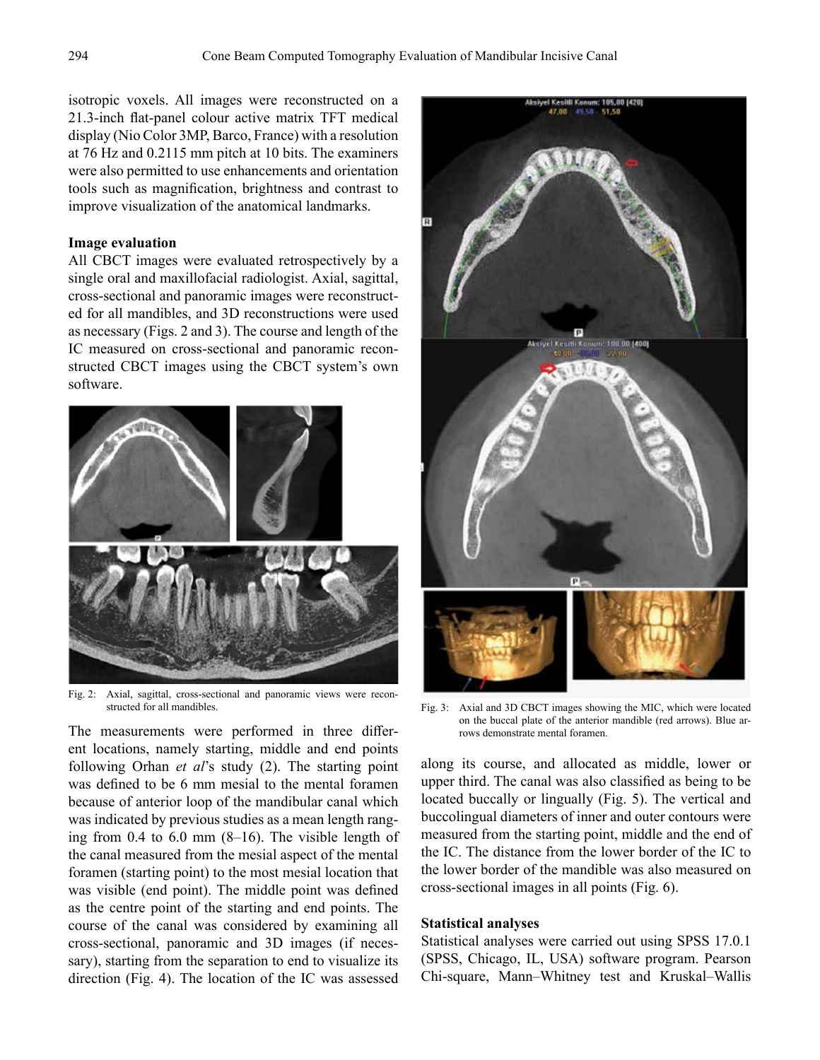isotropic voxels. All images were reconstructed on a 21.3-inch flat-panel colour active matrix TFT medical display (Nio Color 3MP, Barco, France) with a resolution at 76 Hz and 0.2115 mm pitch at 10 bits. The examiners were also permitted to use enhancements and orientation tools such as magnification, brightness and contrast to improve visualization of the anatomical landmarks.

**Image evaluation**

All CBCT images were evaluated retrospectively by a single oral and maxillofacial radiologist. Axial, sagittal, cross-sectional and panoramic images were reconstructed for all mandibles, and 3D reconstructions were used as necessary (Figs. 2 and 3). The course and length of the IC measured on cross-sectional and panoramic reconstructed CBCT images using the CBCT system's own software.

Fig. 2: Axial, sagittal, cross-sectional and panoramic views were reconstructed for all mandibles.

The measurements were performed in three different locations, namely starting, middle and end points following Orhan *et al*'s study (2). The starting point was defined to be 6 mm mesial to the mental foramen because of anterior loop of the mandibular canal which was indicated by previous studies as a mean length ranging from 0.4 to 6.0 mm (8–16). The visible length of the canal measured from the mesial aspect of the mental foramen (starting point) to the most mesial location that was visible (end point). The middle point was defined as the centre point of the starting and end points. The course of the canal was considered by examining all cross-sectional, panoramic and 3D images (if necessary), starting from the separation to end to visualize its direction (Fig. 4). The location of the IC was assessed along its course, and allocated as middle, lower or upper third. The canal was also classified as being to be located buccally or lingually (Fig. 5). The vertical and buccolingual diameters of inner and outer contours were measured from the starting point, middle and the end of the IC. The distance from the lower border of the IC to the lower border of the mandible was also measured on cross-sectional images in all points (Fig. 6).

Fig. 3: Axial and 3D CBCT images showing the MIC, which were located on the buccal plate of the anterior mandible (red arrows). Blue arrows demonstrate mental foramen.

**Statistical analyses**

Statistical analyses were carried out using SPSS 17.0.1 (SPSS, Chicago, IL, USA) software program. Pearson Chi-square, Mann–Whitney test and Kruskal–Wallis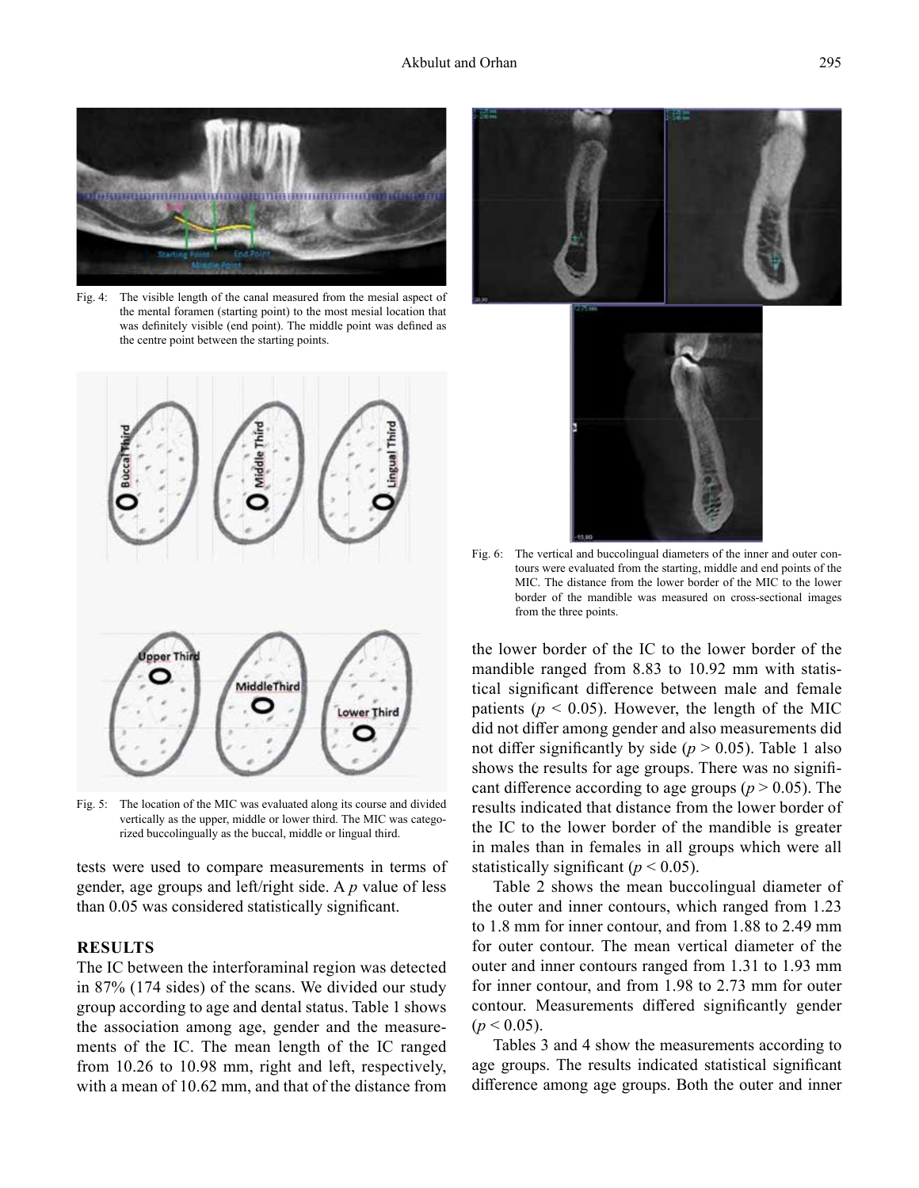Fig. 4: The visible length of the canal measured from the mesial aspect of the mental foramen (starting point) to the most mesial location that was definitely visible (end point). The middle point was defined as the centre point between the starting points.

Fig. 5: The location of the MIC was evaluated along its course and divided vertically as the upper, middle or lower third. The MIC was categorized buccolingually as the buccal, middle or lingual third.

Fig. 6: The vertical and buccolingual diameters of the inner and outer contours were evaluated from the starting, middle and end points of the MIC. The distance from the lower border of the MIC to the lower border of the mandible was measured on cross-sectional images from the three points.

tests were used to compare measurements in terms of gender, age groups and left/right side. A $p$ value of less than 0.05 was considered statistically significant.

## RESULTS

The IC between the interforaminal region was detected in 87% (174 sides) of the scans. We divided our study group according to age and dental status. Table 1 shows the association among age, gender and the measurements of the IC. The mean length of the IC ranged from 10.26 to 10.98 mm, right and left, respectively, with a mean of 10.62 mm, and that of the distance from the lower border of the IC to the lower border of the mandible ranged from 8.83 to 10.92 mm with statistical significant difference between male and female patients ($p < 0.05$). However, the length of the MIC did not differ among gender and also measurements did not differ significantly by side ($p > 0.05$). Table 1 also shows the results for age groups. There was no significant difference according to age groups ($p > 0.05$). The results indicated that distance from the lower border of the IC to the lower border of the mandible is greater in males than in females in all groups which were all statistically significant ($p < 0.05$).

Table 2 shows the mean buccolingual diameter of the outer and inner contours, which ranged from 1.23 to 1.8 mm for inner contour, and from 1.88 to 2.49 mm for outer contour. The mean vertical diameter of the outer and inner contours ranged from 1.31 to 1.93 mm for inner contour, and from 1.98 to 2.73 mm for outer contour. Measurements differed significantly gender ($p < 0.05$).

Tables 3 and 4 show the measurements according to age groups. The results indicated statistical significant difference among age groups. Both the outer and inner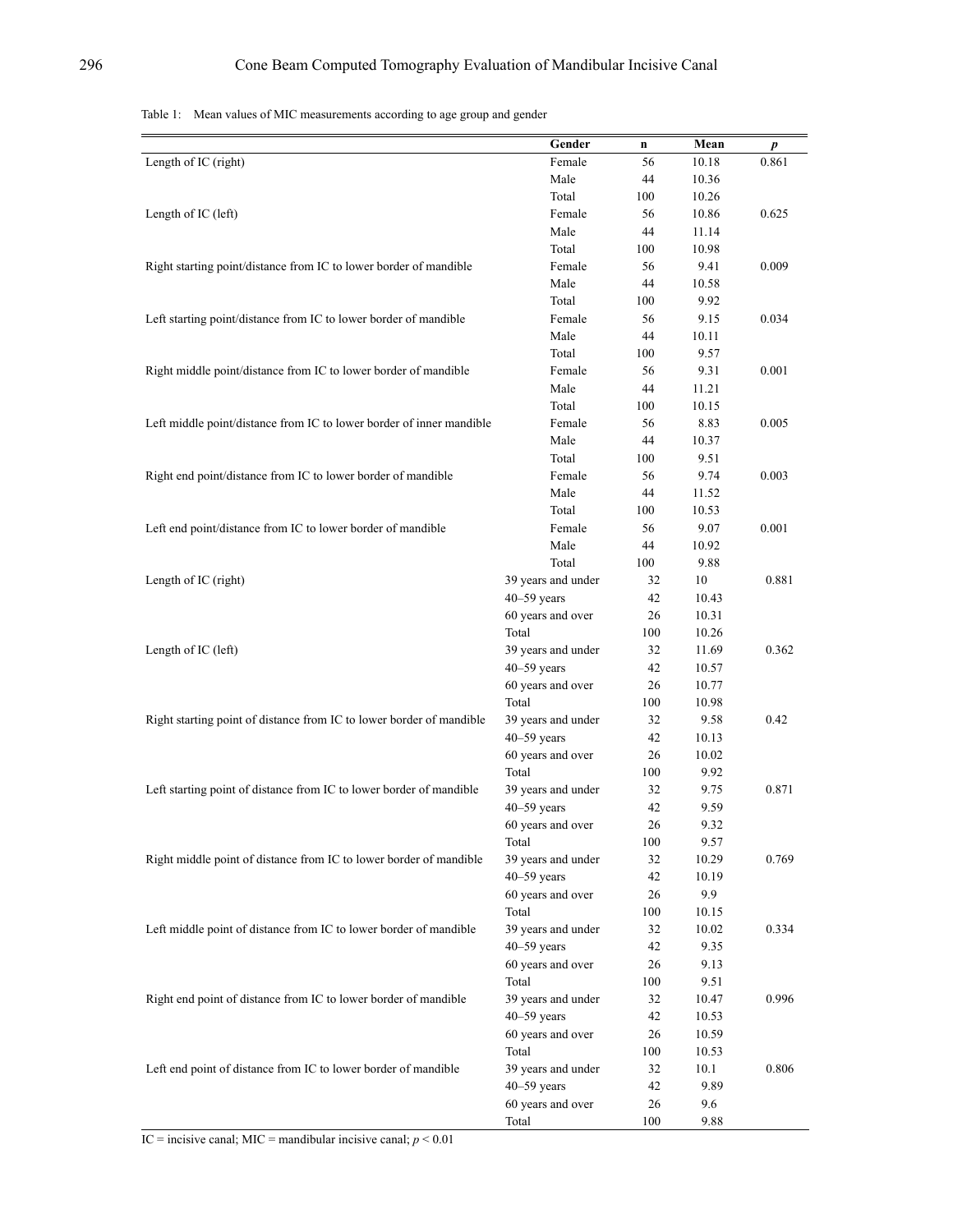Table 1: Mean values of MIC measurements according to age group and gender

| | Gender | n | Mean | *p* |
|---|---|---|---|---|
| Length of IC (right) | Female | 56 | 10.18 | 0.861 |
| | Male | 44 | 10.36 | |
| | Total | 100 | 10.26 | |
| Length of IC (left) | Female | 56 | 10.86 | 0.625 |
| | Male | 44 | 11.14 | |
| | Total | 100 | 10.98 | |
| Right starting point/distance from IC to lower border of mandible | Female | 56 | 9.41 | 0.009 |
| | Male | 44 | 10.58 | |
| | Total | 100 | 9.92 | |
| Left starting point/distance from IC to lower border of mandible | Female | 56 | 9.15 | 0.034 |
| | Male | 44 | 10.11 | |
| | Total | 100 | 9.57 | |
| Right middle point/distance from IC to lower border of mandible | Female | 56 | 9.31 | 0.001 |
| | Male | 44 | 11.21 | |
| | Total | 100 | 10.15 | |
| Left middle point/distance from IC to lower border of inner mandible | Female | 56 | 8.83 | 0.005 |
| | Male | 44 | 10.37 | |
| | Total | 100 | 9.51 | |
| Right end point/distance from IC to lower border of mandible | Female | 56 | 9.74 | 0.003 |
| | Male | 44 | 11.52 | |
| | Total | 100 | 10.53 | |
| Left end point/distance from IC to lower border of mandible | Female | 56 | 9.07 | 0.001 |
| | Male | 44 | 10.92 | |
| | Total | 100 | 9.88 | |
| Length of IC (right) | 39 years and under | 32 | 10 | 0.881 |
| | 40–59 years | 42 | 10.43 | |
| | 60 years and over | 26 | 10.31 | |
| | Total | 100 | 10.26 | |
| Length of IC (left) | 39 years and under | 32 | 11.69 | 0.362 |
| | 40–59 years | 42 | 10.57 | |
| | 60 years and over | 26 | 10.77 | |
| | Total | 100 | 10.98 | |
| Right starting point of distance from IC to lower border of mandible | 39 years and under | 32 | 9.58 | 0.42 |
| | 40–59 years | 42 | 10.13 | |
| | 60 years and over | 26 | 10.02 | |
| | Total | 100 | 9.92 | |
| Left starting point of distance from IC to lower border of mandible | 39 years and under | 32 | 9.75 | 0.871 |
| | 40–59 years | 42 | 9.59 | |
| | 60 years and over | 26 | 9.32 | |
| | Total | 100 | 9.57 | |
| Right middle point of distance from IC to lower border of mandible | 39 years and under | 32 | 10.29 | 0.769 |
| | 40–59 years | 42 | 10.19 | |
| | 60 years and over | 26 | 9.9 | |
| | Total | 100 | 10.15 | |
| Left middle point of distance from IC to lower border of mandible | 39 years and under | 32 | 10.02 | 0.334 |
| | 40–59 years | 42 | 9.35 | |
| | 60 years and over | 26 | 9.13 | |
| | Total | 100 | 9.51 | |
| Right end point of distance from IC to lower border of mandible | 39 years and under | 32 | 10.47 | 0.996 |
| | 40–59 years | 42 | 10.53 | |
| | 60 years and over | 26 | 10.59 | |
| | Total | 100 | 10.53 | |
| Left end point of distance from IC to lower border of mandible | 39 years and under | 32 | 10.1 | 0.806 |
| | 40–59 years | 42 | 9.89 | |
| | 60 years and over | 26 | 9.6 | |
| | Total | 100 | 9.88 | |

IC = incisive canal; MIC = mandibular incisive canal; $p < 0.01$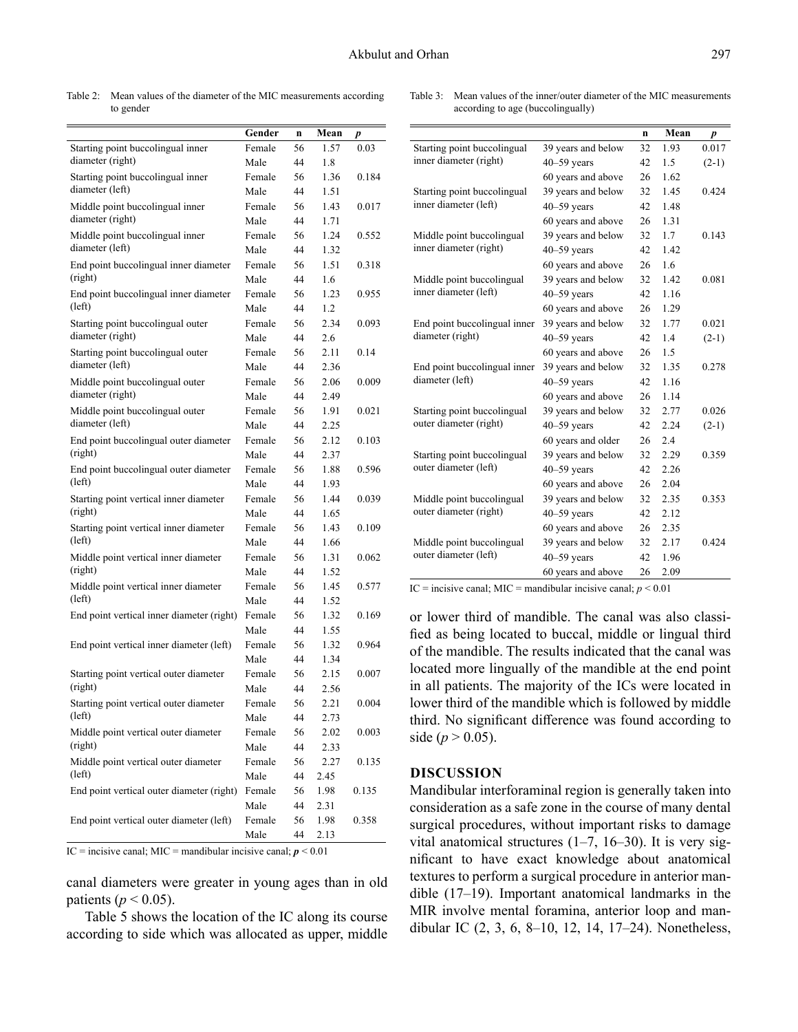Table 2: Mean values of the diameter of the MIC measurements according to gender

| | Gender | n | Mean | *p* |
|---|---|---|---|---|
| Starting point buccolingual inner diameter (right) | Female | 56 | 1.57 | 0.03 |
| | Male | 44 | 1.8 | |
| Starting point buccolingual inner diameter (left) | Female | 56 | 1.36 | 0.184 |
| | Male | 44 | 1.51 | |
| Middle point buccolingual inner diameter (right) | Female | 56 | 1.43 | 0.017 |
| | Male | 44 | 1.71 | |
| Middle point buccolingual inner diameter (left) | Female | 56 | 1.24 | 0.552 |
| | Male | 44 | 1.32 | |
| End point buccolingual inner diameter (right) | Female | 56 | 1.51 | 0.318 |
| | Male | 44 | 1.6 | |
| End point buccolingual inner diameter (left) | Female | 56 | 1.23 | 0.955 |
| | Male | 44 | 1.2 | |
| Starting point buccolingual outer diameter (right) | Female | 56 | 2.34 | 0.093 |
| | Male | 44 | 2.6 | |
| Starting point buccolingual outer diameter (left) | Female | 56 | 2.11 | 0.14 |
| | Male | 44 | 2.36 | |
| Middle point buccolingual outer diameter (right) | Female | 56 | 2.06 | 0.009 |
| | Male | 44 | 2.49 | |
| Middle point buccolingual outer diameter (left) | Female | 56 | 1.91 | 0.021 |
| | Male | 44 | 2.25 | |
| End point buccolingual outer diameter (right) | Female | 56 | 2.12 | 0.103 |
| | Male | 44 | 2.37 | |
| End point buccolingual outer diameter (left) | Female | 56 | 1.88 | 0.596 |
| | Male | 44 | 1.93 | |
| Starting point vertical inner diameter (right) | Female | 56 | 1.44 | 0.039 |
| | Male | 44 | 1.65 | |
| Starting point vertical inner diameter (left) | Female | 56 | 1.43 | 0.109 |
| | Male | 44 | 1.66 | |
| Middle point vertical inner diameter (right) | Female | 56 | 1.31 | 0.062 |
| | Male | 44 | 1.52 | |
| Middle point vertical inner diameter (left) | Female | 56 | 1.45 | 0.577 |
| | Male | 44 | 1.52 | |
| End point vertical inner diameter (right) | Female | 56 | 1.32 | 0.169 |
| | Male | 44 | 1.55 | |
| End point vertical inner diameter (left) | Female | 56 | 1.32 | 0.964 |
| | Male | 44 | 1.34 | |
| Starting point vertical outer diameter (right) | Female | 56 | 2.15 | 0.007 |
| | Male | 44 | 2.56 | |
| Starting point vertical outer diameter (left) | Female | 56 | 2.21 | 0.004 |
| | Male | 44 | 2.73 | |
| Middle point vertical outer diameter (right) | Female | 56 | 2.02 | 0.003 |
| | Male | 44 | 2.33 | |
| Middle point vertical outer diameter (left) | Female | 56 | 2.27 | 0.135 |
| | Male | 44 | 2.45 | |
| End point vertical outer diameter (right) | Female | 56 | 1.98 | 0.135 |
| | Male | 44 | 2.31 | |
| End point vertical outer diameter (left) | Female | 56 | 1.98 | 0.358 |
| | Male | 44 | 2.13 | |

IC = incisive canal; MIC = mandibular incisive canal; $p < 0.01$

canal diameters were greater in young ages than in old patients ($p < 0.05$).

Table 5 shows the location of the IC along its course according to side which was allocated as upper, middle or lower third of mandible. The canal was also classified as being located to buccal, middle or lingual third of the mandible. The results indicated that the canal was located more lingually of the mandible at the end point in all patients. The majority of the ICs were located in lower third of the mandible which is followed by middle third. No significant difference was found according to side ($p > 0.05$).

Table 3: Mean values of the inner/outer diameter of the MIC measurements according to age (buccolingually)

| | | n | Mean | *p* |
|---|---|---|---|---|
| Starting point buccolingual inner diameter (right) | 39 years and below | 32 | 1.93 | 0.017 |
| | 40–59 years | 42 | 1.5 | (2-1) |
| | 60 years and above | 26 | 1.62 | |
| Starting point buccolingual inner diameter (left) | 39 years and below | 32 | 1.45 | 0.424 |
| | 40–59 years | 42 | 1.48 | |
| | 60 years and above | 26 | 1.31 | |
| Middle point buccolingual inner diameter (right) | 39 years and below | 32 | 1.7 | 0.143 |
| | 40–59 years | 42 | 1.42 | |
| | 60 years and above | 26 | 1.6 | |
| Middle point buccolingual inner diameter (left) | 39 years and below | 32 | 1.42 | 0.081 |
| | 40–59 years | 42 | 1.16 | |
| | 60 years and above | 26 | 1.29 | |
| End point buccolingual inner diameter (right) | 39 years and below | 32 | 1.77 | 0.021 |
| | 40–59 years | 42 | 1.4 | (2-1) |
| | 60 years and above | 26 | 1.5 | |
| End point buccolingual inner diameter (left) | 39 years and below | 32 | 1.35 | 0.278 |
| | 40–59 years | 42 | 1.16 | |
| | 60 years and above | 26 | 1.14 | |
| Starting point buccolingual outer diameter (right) | 39 years and below | 32 | 2.77 | 0.026 |
| | 40–59 years | 42 | 2.24 | (2-1) |
| | 60 years and older | 26 | 2.4 | |
| Starting point buccolingual outer diameter (left) | 39 years and below | 32 | 2.29 | 0.359 |
| | 40–59 years | 42 | 2.26 | |
| | 60 years and above | 26 | 2.04 | |
| Middle point buccolingual outer diameter (right) | 39 years and below | 32 | 2.35 | 0.353 |
| | 40–59 years | 42 | 2.12 | |
| | 60 years and above | 26 | 2.35 | |
| Middle point buccolingual outer diameter (left) | 39 years and below | 32 | 2.17 | 0.424 |
| | 40–59 years | 42 | 1.96 | |
| | 60 years and above | 26 | 2.09 | |

IC = incisive canal; MIC = mandibular incisive canal; $p < 0.01$

## DISCUSSION

Mandibular interforaminal region is generally taken into consideration as a safe zone in the course of many dental surgical procedures, without important risks to damage vital anatomical structures (1–7, 16–30). It is very significant to have exact knowledge about anatomical textures to perform a surgical procedure in anterior mandible (17–19). Important anatomical landmarks in the MIR involve mental foramina, anterior loop and mandibular IC (2, 3, 6, 8–10, 12, 14, 17–24). Nonetheless,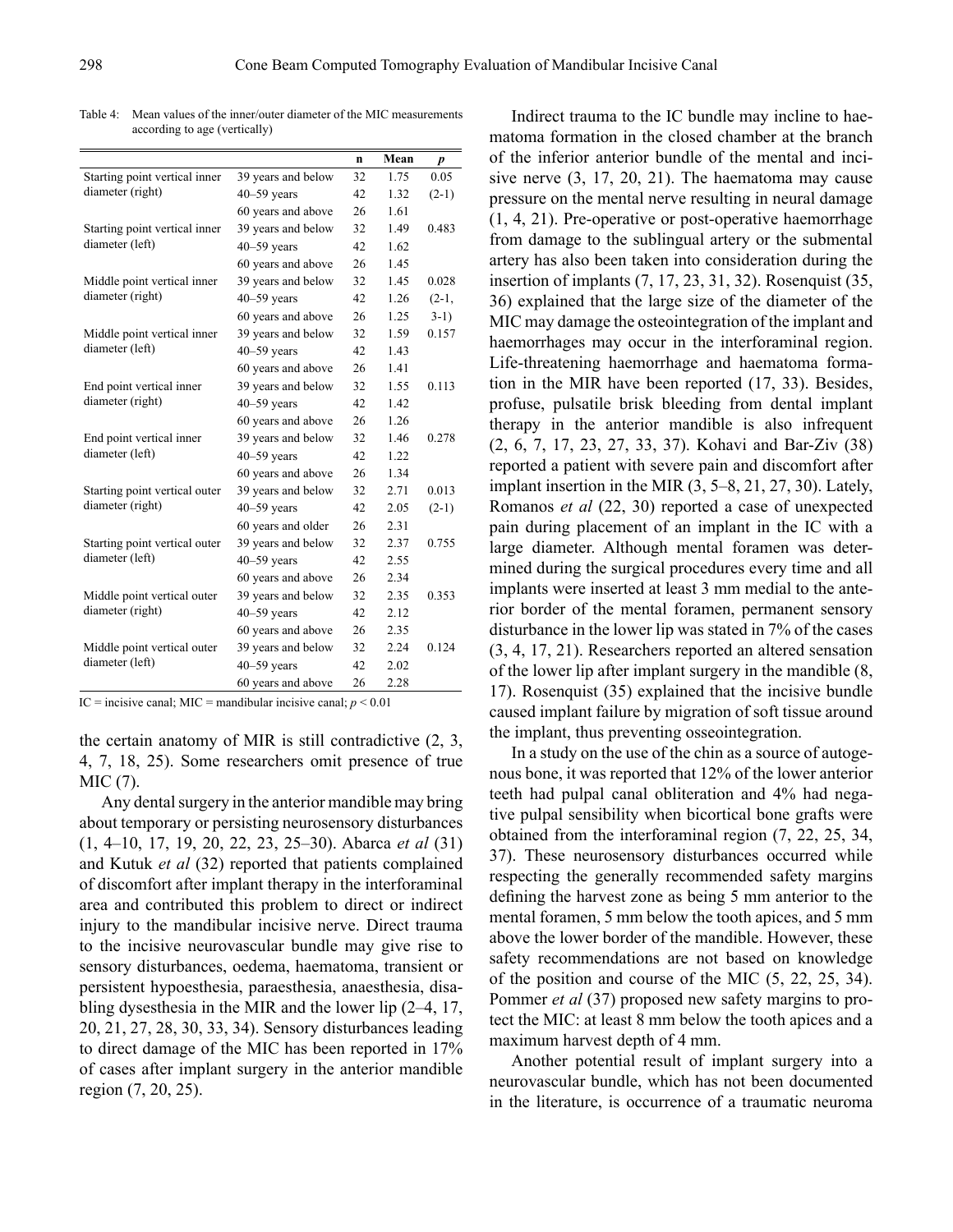Table 4: Mean values of the inner/outer diameter of the MIC measurements according to age (vertically)

| | | n | Mean | *p* |
|---|---|---|---|---|
| Starting point vertical inner diameter (right) | 39 years and below | 32 | 1.75 | 0.05 |
| | 40–59 years | 42 | 1.32 | (2-1) |
| | 60 years and above | 26 | 1.61 | |
| Starting point vertical inner diameter (left) | 39 years and below | 32 | 1.49 | 0.483 |
| | 40–59 years | 42 | 1.62 | |
| | 60 years and above | 26 | 1.45 | |
| Middle point vertical inner diameter (right) | 39 years and below | 32 | 1.45 | 0.028 |
| | 40–59 years | 42 | 1.26 | (2-1, |
| | 60 years and above | 26 | 1.25 | 3-1) |
| Middle point vertical inner diameter (left) | 39 years and below | 32 | 1.59 | 0.157 |
| | 40–59 years | 42 | 1.43 | |
| | 60 years and above | 26 | 1.41 | |
| End point vertical inner diameter (right) | 39 years and below | 32 | 1.55 | 0.113 |
| | 40–59 years | 42 | 1.42 | |
| | 60 years and above | 26 | 1.26 | |
| End point vertical inner diameter (left) | 39 years and below | 32 | 1.46 | 0.278 |
| | 40–59 years | 42 | 1.22 | |
| | 60 years and above | 26 | 1.34 | |
| Starting point vertical outer diameter (right) | 39 years and below | 32 | 2.71 | 0.013 |
| | 40–59 years | 42 | 2.05 | (2-1) |
| | 60 years and older | 26 | 2.31 | |
| Starting point vertical outer diameter (left) | 39 years and below | 32 | 2.37 | 0.755 |
| | 40–59 years | 42 | 2.55 | |
| | 60 years and above | 26 | 2.34 | |
| Middle point vertical outer diameter (right) | 39 years and below | 32 | 2.35 | 0.353 |
| | 40–59 years | 42 | 2.12 | |
| | 60 years and above | 26 | 2.35 | |
| Middle point vertical outer diameter (left) | 39 years and below | 32 | 2.24 | 0.124 |
| | 40–59 years | 42 | 2.02 | |
| | 60 years and above | 26 | 2.28 | |

IC = incisive canal; MIC = mandibular incisive canal; $p < 0.01$

the certain anatomy of MIR is still contradictive (2, 3, 4, 7, 18, 25). Some researchers omit presence of true MIC (7).

Any dental surgery in the anterior mandible may bring about temporary or persisting neurosensory disturbances (1, 4–10, 17, 19, 20, 22, 23, 25–30). Abarca *et al* (31) and Kutuk *et al* (32) reported that patients complained of discomfort after implant therapy in the interforaminal area and contributed this problem to direct or indirect injury to the mandibular incisive nerve. Direct trauma to the incisive neurovascular bundle may give rise to sensory disturbances, oedema, haematoma, transient or persistent hypoesthesia, paraesthesia, anaesthesia, disabling dysesthesia in the MIR and the lower lip (2–4, 17, 20, 21, 27, 28, 30, 33, 34). Sensory disturbances leading to direct damage of the MIC has been reported in 17% of cases after implant surgery in the anterior mandible region (7, 20, 25).

Indirect trauma to the IC bundle may incline to haematoma formation in the closed chamber at the branch of the inferior anterior bundle of the mental and incisive nerve (3, 17, 20, 21). The haematoma may cause pressure on the mental nerve resulting in neural damage (1, 4, 21). Pre-operative or post-operative haemorrhage from damage to the sublingual artery or the submental artery has also been taken into consideration during the insertion of implants (7, 17, 23, 31, 32). Rosenquist (35, 36) explained that the large size of the diameter of the MIC may damage the osteointegration of the implant and haemorrhages may occur in the interforaminal region. Life-threatening haemorrhage and haematoma formation in the MIR have been reported (17, 33). Besides, profuse, pulsatile brisk bleeding from dental implant therapy in the anterior mandible is also infrequent (2, 6, 7, 17, 23, 27, 33, 37). Kohavi and Bar-Ziv (38) reported a patient with severe pain and discomfort after implant insertion in the MIR (3, 5–8, 21, 27, 30). Lately, Romanos *et al* (22, 30) reported a case of unexpected pain during placement of an implant in the IC with a large diameter. Although mental foramen was determined during the surgical procedures every time and all implants were inserted at least 3 mm medial to the anterior border of the mental foramen, permanent sensory disturbance in the lower lip was stated in 7% of the cases (3, 4, 17, 21). Researchers reported an altered sensation of the lower lip after implant surgery in the mandible (8, 17). Rosenquist (35) explained that the incisive bundle caused implant failure by migration of soft tissue around the implant, thus preventing osseointegration.

In a study on the use of the chin as a source of autogenous bone, it was reported that 12% of the lower anterior teeth had pulpal canal obliteration and 4% had negative pulpal sensibility when bicortical bone grafts were obtained from the interforaminal region (7, 22, 25, 34, 37). These neurosensory disturbances occurred while respecting the generally recommended safety margins defining the harvest zone as being 5 mm anterior to the mental foramen, 5 mm below the tooth apices, and 5 mm above the lower border of the mandible. However, these safety recommendations are not based on knowledge of the position and course of the MIC (5, 22, 25, 34). Pommer *et al* (37) proposed new safety margins to protect the MIC: at least 8 mm below the tooth apices and a maximum harvest depth of 4 mm.

Another potential result of implant surgery into a neurovascular bundle, which has not been documented in the literature, is occurrence of a traumatic neuroma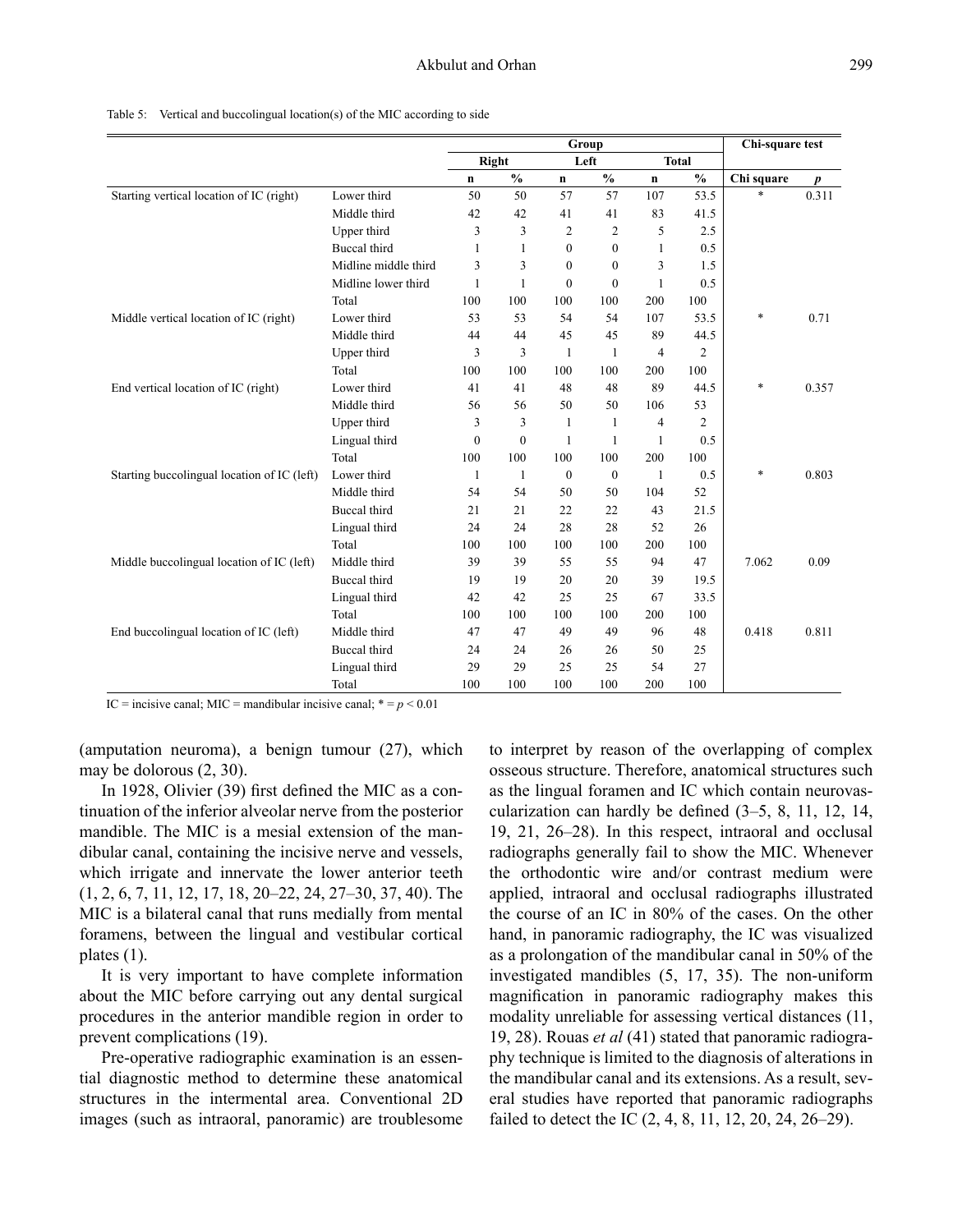Table 5: Vertical and buccolingual location(s) of the MIC according to side

| | | Group | | | | | | Chi-square test | |
|---|---|---|---|---|---|---|---|---|---|
| | | Right | | Left | | Total | | | |
| | | n | % | n | % | n | % | Chi square | *p* |
| Starting vertical location of IC (right) | Lower third | 50 | 50 | 57 | 57 | 107 | 53.5 | * | 0.311 |
| | Middle third | 42 | 42 | 41 | 41 | 83 | 41.5 | | |
| | Upper third | 3 | 3 | 2 | 2 | 5 | 2.5 | | |
| | Buccal third | 1 | 1 | 0 | 0 | 1 | 0.5 | | |
| | Midline middle third | 3 | 3 | 0 | 0 | 3 | 1.5 | | |
| | Midline lower third | 1 | 1 | 0 | 0 | 1 | 0.5 | | |
| | Total | 100 | 100 | 100 | 100 | 200 | 100 | | |
| Middle vertical location of IC (right) | Lower third | 53 | 53 | 54 | 54 | 107 | 53.5 | * | 0.71 |
| | Middle third | 44 | 44 | 45 | 45 | 89 | 44.5 | | |
| | Upper third | 3 | 3 | 1 | 1 | 4 | 2 | | |
| | Total | 100 | 100 | 100 | 100 | 200 | 100 | | |
| End vertical location of IC (right) | Lower third | 41 | 41 | 48 | 48 | 89 | 44.5 | * | 0.357 |
| | Middle third | 56 | 56 | 50 | 50 | 106 | 53 | | |
| | Upper third | 3 | 3 | 1 | 1 | 4 | 2 | | |
| | Lingual third | 0 | 0 | 1 | 1 | 1 | 0.5 | | |
| | Total | 100 | 100 | 100 | 100 | 200 | 100 | | |
| Starting buccolingual location of IC (left) | Lower third | 1 | 1 | 0 | 0 | 1 | 0.5 | * | 0.803 |
| | Middle third | 54 | 54 | 50 | 50 | 104 | 52 | | |
| | Buccal third | 21 | 21 | 22 | 22 | 43 | 21.5 | | |
| | Lingual third | 24 | 24 | 28 | 28 | 52 | 26 | | |
| | Total | 100 | 100 | 100 | 100 | 200 | 100 | | |
| Middle buccolingual location of IC (left) | Middle third | 39 | 39 | 55 | 55 | 94 | 47 | 7.062 | 0.09 |
| | Buccal third | 19 | 19 | 20 | 20 | 39 | 19.5 | | |
| | Lingual third | 42 | 42 | 25 | 25 | 67 | 33.5 | | |
| | Total | 100 | 100 | 100 | 100 | 200 | 100 | | |
| End buccolingual location of IC (left) | Middle third | 47 | 47 | 49 | 49 | 96 | 48 | 0.418 | 0.811 |
| | Buccal third | 24 | 24 | 26 | 26 | 50 | 25 | | |
| | Lingual third | 29 | 29 | 25 | 25 | 54 | 27 | | |
| | Total | 100 | 100 | 100 | 100 | 200 | 100 | | |

IC = incisive canal; MIC = mandibular incisive canal; * = $p < 0.01$

(amputation neuroma), a benign tumour (27), which may be dolorous (2, 30).

In 1928, Olivier (39) first defined the MIC as a continuation of the inferior alveolar nerve from the posterior mandible. The MIC is a mesial extension of the mandibular canal, containing the incisive nerve and vessels, which irrigate and innervate the lower anterior teeth (1, 2, 6, 7, 11, 12, 17, 18, 20–22, 24, 27–30, 37, 40). The MIC is a bilateral canal that runs medially from mental foramens, between the lingual and vestibular cortical plates (1).

It is very important to have complete information about the MIC before carrying out any dental surgical procedures in the anterior mandible region in order to prevent complications (19).

Pre-operative radiographic examination is an essential diagnostic method to determine these anatomical structures in the intermental area. Conventional 2D images (such as intraoral, panoramic) are troublesome to interpret by reason of the overlapping of complex osseous structure. Therefore, anatomical structures such as the lingual foramen and IC which contain neurovascularization can hardly be defined (3–5, 8, 11, 12, 14, 19, 21, 26–28). In this respect, intraoral and occlusal radiographs generally fail to show the MIC. Whenever the orthodontic wire and/or contrast medium were applied, intraoral and occlusal radiographs illustrated the course of an IC in 80% of the cases. On the other hand, in panoramic radiography, the IC was visualized as a prolongation of the mandibular canal in 50% of the investigated mandibles (5, 17, 35). The non-uniform magnification in panoramic radiography makes this modality unreliable for assessing vertical distances (11, 19, 28). Rouas *et al* (41) stated that panoramic radiography technique is limited to the diagnosis of alterations in the mandibular canal and its extensions. As a result, several studies have reported that panoramic radiographs failed to detect the IC (2, 4, 8, 11, 12, 20, 24, 26–29).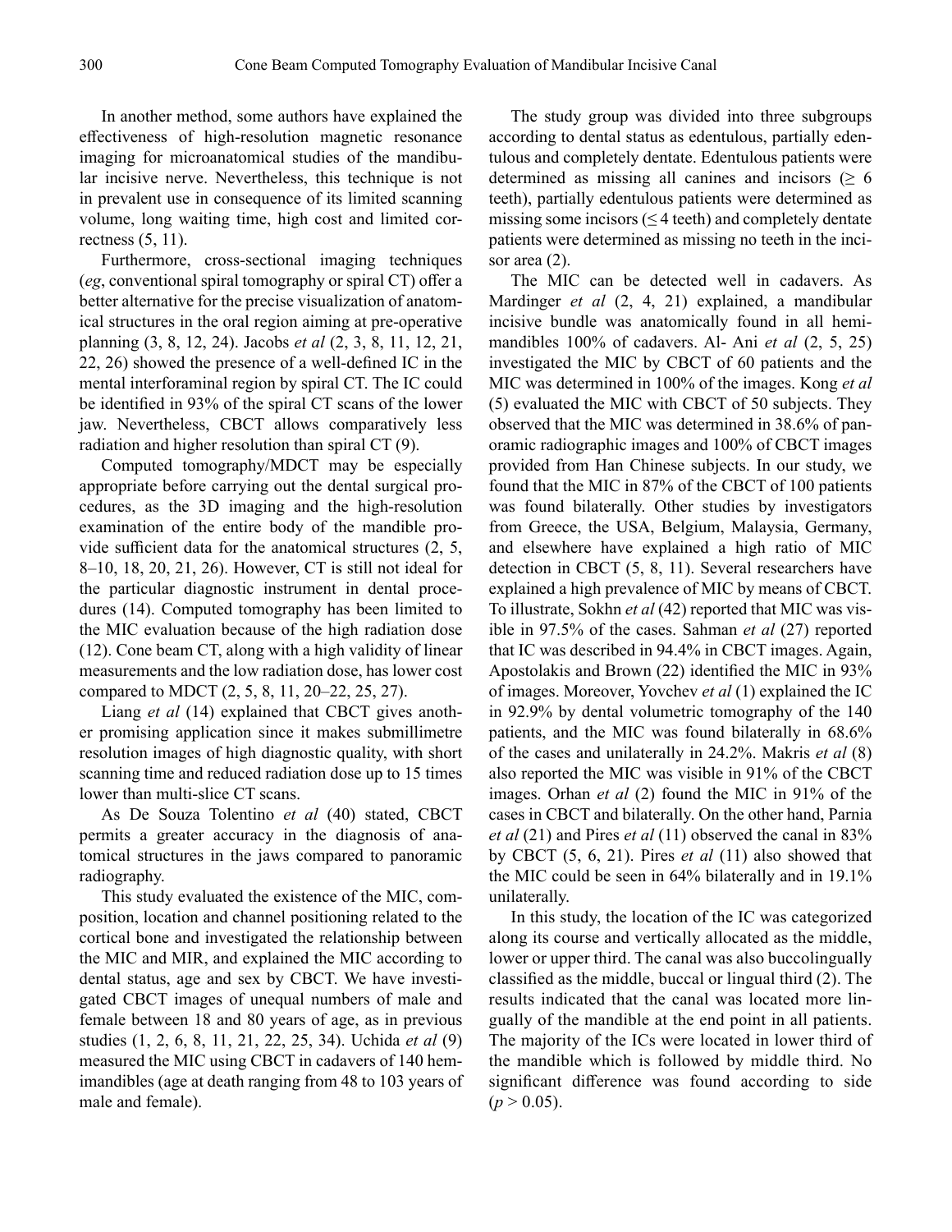In another method, some authors have explained the effectiveness of high-resolution magnetic resonance imaging for microanatomical studies of the mandibular incisive nerve. Nevertheless, this technique is not in prevalent use in consequence of its limited scanning volume, long waiting time, high cost and limited correctness (5, 11).

Furthermore, cross-sectional imaging techniques (*eg*, conventional spiral tomography or spiral CT) offer a better alternative for the precise visualization of anatomical structures in the oral region aiming at pre-operative planning (3, 8, 12, 24). Jacobs *et al* (2, 3, 8, 11, 12, 21, 22, 26) showed the presence of a well-defined IC in the mental interforaminal region by spiral CT. The IC could be identified in 93% of the spiral CT scans of the lower jaw. Nevertheless, CBCT allows comparatively less radiation and higher resolution than spiral CT (9).

Computed tomography/MDCT may be especially appropriate before carrying out the dental surgical procedures, as the 3D imaging and the high-resolution examination of the entire body of the mandible provide sufficient data for the anatomical structures (2, 5, 8–10, 18, 20, 21, 26). However, CT is still not ideal for the particular diagnostic instrument in dental procedures (14). Computed tomography has been limited to the MIC evaluation because of the high radiation dose (12). Cone beam CT, along with a high validity of linear measurements and the low radiation dose, has lower cost compared to MDCT (2, 5, 8, 11, 20–22, 25, 27).

Liang *et al* (14) explained that CBCT gives another promising application since it makes submillimetre resolution images of high diagnostic quality, with short scanning time and reduced radiation dose up to 15 times lower than multi-slice CT scans.

As De Souza Tolentino *et al* (40) stated, CBCT permits a greater accuracy in the diagnosis of anatomical structures in the jaws compared to panoramic radiography.

This study evaluated the existence of the MIC, composition, location and channel positioning related to the cortical bone and investigated the relationship between the MIC and MIR, and explained the MIC according to dental status, age and sex by CBCT. We have investigated CBCT images of unequal numbers of male and female between 18 and 80 years of age, as in previous studies (1, 2, 6, 8, 11, 21, 22, 25, 34). Uchida *et al* (9) measured the MIC using CBCT in cadavers of 140 hemimandibles (age at death ranging from 48 to 103 years of male and female).

The study group was divided into three subgroups according to dental status as edentulous, partially edentulous and completely dentate. Edentulous patients were determined as missing all canines and incisors ($\geq$ 6 teeth), partially edentulous patients were determined as missing some incisors ($\leq$ 4 teeth) and completely dentate patients were determined as missing no teeth in the incisor area (2).

The MIC can be detected well in cadavers. As Mardinger *et al* (2, 4, 21) explained, a mandibular incisive bundle was anatomically found in all hemimandibles 100% of cadavers. Al- Ani *et al* (2, 5, 25) investigated the MIC by CBCT of 60 patients and the MIC was determined in 100% of the images. Kong *et al* (5) evaluated the MIC with CBCT of 50 subjects. They observed that the MIC was determined in 38.6% of panoramic radiographic images and 100% of CBCT images provided from Han Chinese subjects. In our study, we found that the MIC in 87% of the CBCT of 100 patients was found bilaterally. Other studies by investigators from Greece, the USA, Belgium, Malaysia, Germany, and elsewhere have explained a high ratio of MIC detection in CBCT (5, 8, 11). Several researchers have explained a high prevalence of MIC by means of CBCT. To illustrate, Sokhn *et al* (42) reported that MIC was visible in 97.5% of the cases. Sahman *et al* (27) reported that IC was described in 94.4% in CBCT images. Again, Apostolakis and Brown (22) identified the MIC in 93% of images. Moreover, Yovchev *et al* (1) explained the IC in 92.9% by dental volumetric tomography of the 140 patients, and the MIC was found bilaterally in 68.6% of the cases and unilaterally in 24.2%. Makris *et al* (8) also reported the MIC was visible in 91% of the CBCT images. Orhan *et al* (2) found the MIC in 91% of the cases in CBCT and bilaterally. On the other hand, Parnia *et al* (21) and Pires *et al* (11) observed the canal in 83% by CBCT (5, 6, 21). Pires *et al* (11) also showed that the MIC could be seen in 64% bilaterally and in 19.1% unilaterally.

In this study, the location of the IC was categorized along its course and vertically allocated as the middle, lower or upper third. The canal was also buccolingually classified as the middle, buccal or lingual third (2). The results indicated that the canal was located more lingually of the mandible at the end point in all patients. The majority of the ICs were located in lower third of the mandible which is followed by middle third. No significant difference was found according to side ($p > 0.05$).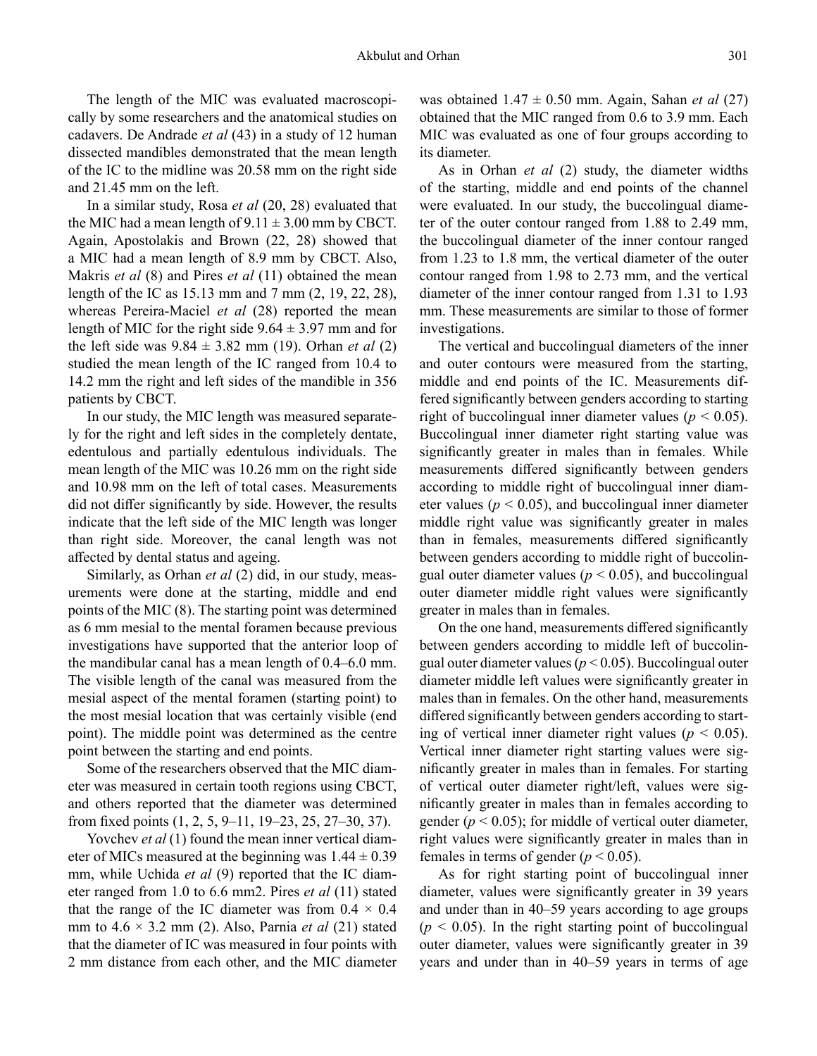The length of the MIC was evaluated macroscopically by some researchers and the anatomical studies on cadavers. De Andrade *et al* (43) in a study of 12 human dissected mandibles demonstrated that the mean length of the IC to the midline was 20.58 mm on the right side and 21.45 mm on the left.

In a similar study, Rosa *et al* (20, 28) evaluated that the MIC had a mean length of $9.11 \pm 3.00$ mm by CBCT. Again, Apostolakis and Brown (22, 28) showed that a MIC had a mean length of 8.9 mm by CBCT. Also, Makris *et al* (8) and Pires *et al* (11) obtained the mean length of the IC as 15.13 mm and 7 mm (2, 19, 22, 28), whereas Pereira-Maciel *et al* (28) reported the mean length of MIC for the right side $9.64 \pm 3.97$ mm and for the left side was $9.84 \pm 3.82$ mm (19). Orhan *et al* (2) studied the mean length of the IC ranged from 10.4 to 14.2 mm the right and left sides of the mandible in 356 patients by CBCT.

In our study, the MIC length was measured separately for the right and left sides in the completely dentate, edentulous and partially edentulous individuals. The mean length of the MIC was 10.26 mm on the right side and 10.98 mm on the left of total cases. Measurements did not differ significantly by side. However, the results indicate that the left side of the MIC length was longer than right side. Moreover, the canal length was not affected by dental status and ageing.

Similarly, as Orhan *et al* (2) did, in our study, measurements were done at the starting, middle and end points of the MIC (8). The starting point was determined as 6 mm mesial to the mental foramen because previous investigations have supported that the anterior loop of the mandibular canal has a mean length of 0.4–6.0 mm. The visible length of the canal was measured from the mesial aspect of the mental foramen (starting point) to the most mesial location that was certainly visible (end point). The middle point was determined as the centre point between the starting and end points.

Some of the researchers observed that the MIC diameter was measured in certain tooth regions using CBCT, and others reported that the diameter was determined from fixed points (1, 2, 5, 9–11, 19–23, 25, 27–30, 37).

Yovchev *et al* (1) found the mean inner vertical diameter of MICs measured at the beginning was $1.44 \pm 0.39$ mm, while Uchida *et al* (9) reported that the IC diameter ranged from 1.0 to 6.6 mm2. Pires *et al* (11) stated that the range of the IC diameter was from $0.4 \times 0.4$ mm to $4.6 \times 3.2$ mm (2). Also, Parnia *et al* (21) stated that the diameter of IC was measured in four points with 2 mm distance from each other, and the MIC diameter was obtained $1.47 \pm 0.50$ mm. Again, Sahan *et al* (27) obtained that the MIC ranged from 0.6 to 3.9 mm. Each MIC was evaluated as one of four groups according to its diameter.

As in Orhan *et al* (2) study, the diameter widths of the starting, middle and end points of the channel were evaluated. In our study, the buccolingual diameter of the outer contour ranged from 1.88 to 2.49 mm, the buccolingual diameter of the inner contour ranged from 1.23 to 1.8 mm, the vertical diameter of the outer contour ranged from 1.98 to 2.73 mm, and the vertical diameter of the inner contour ranged from 1.31 to 1.93 mm. These measurements are similar to those of former investigations.

The vertical and buccolingual diameters of the inner and outer contours were measured from the starting, middle and end points of the IC. Measurements differed significantly between genders according to starting right of buccolingual inner diameter values ($p < 0.05$). Buccolingual inner diameter right starting value was significantly greater in males than in females. While measurements differed significantly between genders according to middle right of buccolingual inner diameter values ($p < 0.05$), and buccolingual inner diameter middle right value was significantly greater in males than in females, measurements differed significantly between genders according to middle right of buccolingual outer diameter values ($p < 0.05$), and buccolingual outer diameter middle right values were significantly greater in males than in females.

On the one hand, measurements differed significantly between genders according to middle left of buccolingual outer diameter values ($p < 0.05$). Buccolingual outer diameter middle left values were significantly greater in males than in females. On the other hand, measurements differed significantly between genders according to starting of vertical inner diameter right values ($p < 0.05$). Vertical inner diameter right starting values were significantly greater in males than in females. For starting of vertical outer diameter right/left, values were significantly greater in males than in females according to gender ($p < 0.05$); for middle of vertical outer diameter, right values were significantly greater in males than in females in terms of gender ($p < 0.05$).

As for right starting point of buccolingual inner diameter, values were significantly greater in 39 years and under than in 40–59 years according to age groups ($p < 0.05$). In the right starting point of buccolingual outer diameter, values were significantly greater in 39 years and under than in 40–59 years in terms of age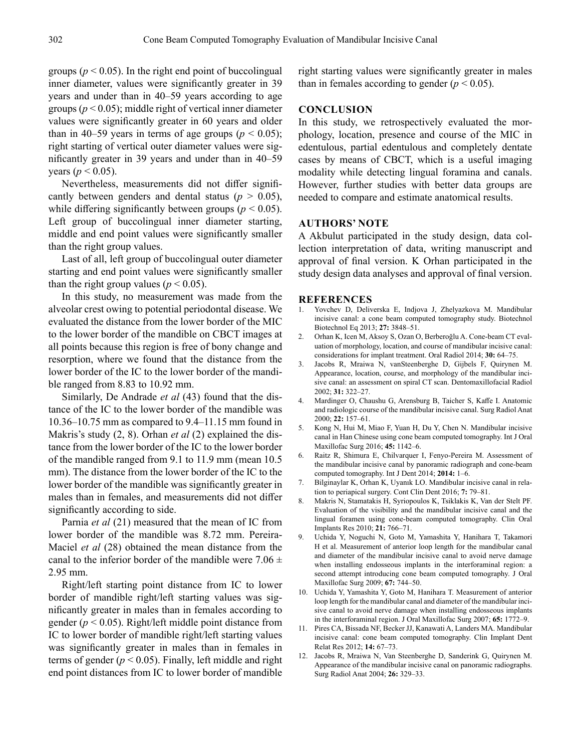groups ($p < 0.05$). In the right end point of buccolingual inner diameter, values were significantly greater in 39 years and under than in 40–59 years according to age groups ($p < 0.05$); middle right of vertical inner diameter values were significantly greater in 60 years and older than in 40–59 years in terms of age groups ($p < 0.05$); right starting of vertical outer diameter values were significantly greater in 39 years and under than in 40–59 years ($p < 0.05$).

Nevertheless, measurements did not differ significantly between genders and dental status ($p > 0.05$), while differing significantly between groups ($p < 0.05$). Left group of buccolingual inner diameter starting, middle and end point values were significantly smaller than the right group values.

Last of all, left group of buccolingual outer diameter starting and end point values were significantly smaller than the right group values ($p < 0.05$).

In this study, no measurement was made from the alveolar crest owing to potential periodontal disease. We evaluated the distance from the lower border of the MIC to the lower border of the mandible on CBCT images at all points because this region is free of bony change and resorption, where we found that the distance from the lower border of the IC to the lower border of the mandible ranged from 8.83 to 10.92 mm.

Similarly, De Andrade *et al* (43) found that the distance of the IC to the lower border of the mandible was 10.36–10.75 mm as compared to 9.4–11.15 mm found in Makris's study (2, 8). Orhan *et al* (2) explained the distance from the lower border of the IC to the lower border of the mandible ranged from 9.1 to 11.9 mm (mean 10.5 mm). The distance from the lower border of the IC to the lower border of the mandible was significantly greater in males than in females, and measurements did not differ significantly according to side.

Parnia *et al* (21) measured that the mean of IC from lower border of the mandible was 8.72 mm. Pereira-Maciel *et al* (28) obtained the mean distance from the canal to the inferior border of the mandible were 7.06 ± 2.95 mm.

Right/left starting point distance from IC to lower border of mandible right/left starting values was significantly greater in males than in females according to gender ($p < 0.05$). Right/left middle point distance from IC to lower border of mandible right/left starting values was significantly greater in males than in females in terms of gender ($p < 0.05$). Finally, left middle and right end point distances from IC to lower border of mandible right starting values were significantly greater in males than in females according to gender ($p < 0.05$).

## CONCLUSION

In this study, we retrospectively evaluated the morphology, location, presence and course of the MIC in edentulous, partial edentulous and completely dentate cases by means of CBCT, which is a useful imaging modality while detecting lingual foramina and canals. However, further studies with better data groups are needed to compare and estimate anatomical results.

## AUTHORS' NOTE

A Akbulut participated in the study design, data collection interpretation of data, writing manuscript and approval of final version. K Orhan participated in the study design data analyses and approval of final version.

## REFERENCES

1. Yovchev D, Deliverska E, Indjova J, Zhelyazkova M. Mandibular incisive canal: a cone beam computed tomography study. Biotechnol Biotechnol Eq 2013; **27:** 3848–51.
2. Orhan K, Icen M, Aksoy S, Ozan O, Berberoğlu A. Cone-beam CT evaluation of morphology, location, and course of mandibular incisive canal: considerations for implant treatment. Oral Radiol 2014; **30:** 64–75.
3. Jacobs R, Mraiwa N, vanSteenberghe D, Gijbels F, Quirynen M. Appearance, location, course, and morphology of the mandibular incisive canal: an assessment on spiral CT scan. Dentomaxillofacial Radiol 2002; **31:** 322–27.
4. Mardinger O, Chaushu G, Arensburg B, Taicher S, Kaffe I. Anatomic and radiologic course of the mandibular incisive canal. Surg Radiol Anat 2000; **22:** 157–61.
5. Kong N, Hui M, Miao F, Yuan H, Du Y, Chen N. Mandibular incisive canal in Han Chinese using cone beam computed tomography. Int J Oral Maxillofac Surg 2016; **45:** 1142–6.
6. Raitz R, Shimura E, Chilvarquer I, Fenyo-Pereira M. Assessment of the mandibular incisive canal by panoramic radiograph and cone-beam computed tomography. Int J Dent 2014; **2014:** 1–6.
7. Bilginaylar K, Orhan K, Uyanık LO. Mandibular incisive canal in relation to periapical surgery. Cont Clin Dent 2016; **7:** 79–81.
8. Makris N, Stamatakis H, Syriopoulos K, Tsiklakis K, Van der Stelt PF. Evaluation of the visibility and the mandibular incisive canal and the lingual foramen using cone-beam computed tomography. Clin Oral Implants Res 2010; **21:** 766–71.
9. Uchida Y, Noguchi N, Goto M, Yamashita Y, Hanihara T, Takamori H et al. Measurement of anterior loop length for the mandibular canal and diameter of the mandibular incisive canal to avoid nerve damage when installing endosseous implants in the interforaminal region: a second attempt introducing cone beam computed tomography. J Oral Maxillofac Surg 2009; **67:** 744–50.
10. Uchida Y, Yamashita Y, Goto M, Hanihara T. Measurement of anterior loop length for the mandibular canal and diameter of the mandibular incisive canal to avoid nerve damage when installing endosseous implants in the interforaminal region. J Oral Maxillofac Surg 2007; **65:** 1772–9.
11. Pires CA, Bissada NF, Becker JJ, Kanawati A, Landers MA. Mandibular incisive canal: cone beam computed tomography. Clin Implant Dent Relat Res 2012; **14:** 67–73.
12. Jacobs R, Mraiwa N, Van Steenberghe D, Sanderink G, Quirynen M. Appearance of the mandibular incisive canal on panoramic radiographs. Surg Radiol Anat 2004; **26:** 329–33.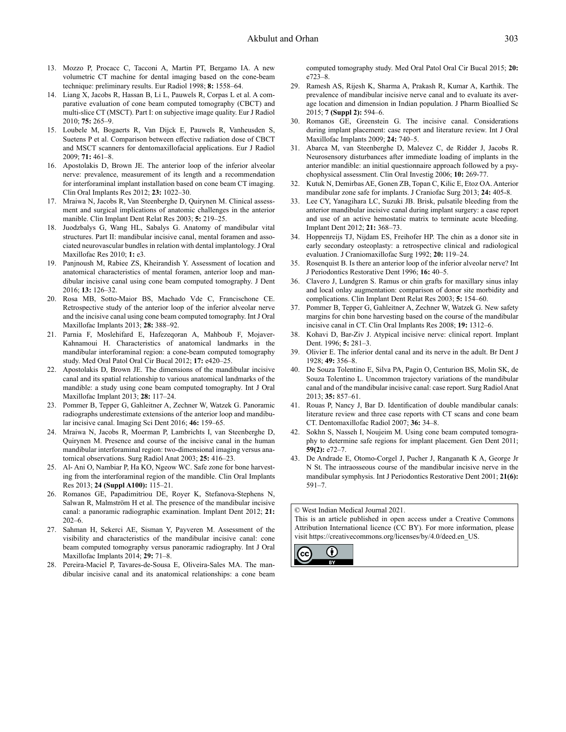13. Mozzo P, Procacc C, Tacconi A, Martin PT, Bergamo IA. A new volumetric CT machine for dental imaging based on the cone-beam technique: preliminary results. Eur Radiol 1998; **8:** 1558–64.
14. Liang X, Jacobs R, Hassan B, Li L, Pauwels R, Corpas L et al. A comparative evaluation of cone beam computed tomography (CBCT) and multi-slice CT (MSCT). Part I: on subjective image quality. Eur J Radiol 2010; **75:** 265–9.
15. Loubele M, Bogaerts R, Van Dijck E, Pauwels R, Vanheusden S, Suetens P et al. Comparison between effective radiation dose of CBCT and MSCT scanners for dentomaxillofacial applications. Eur J Radiol 2009; **71:** 461–8.
16. Apostolakis D, Brown JE. The anterior loop of the inferior alveolar nerve: prevalence, measurement of its length and a recommendation for interforaminal implant installation based on cone beam CT imaging. Clin Oral Implants Res 2012; **23:** 1022–30.
17. Mraiwa N, Jacobs R, Van Steenberghe D, Quirynen M. Clinical assessment and surgical implications of anatomic challenges in the anterior manible. Clin Implant Dent Relat Res 2003; **5:** 219–25.
18. Juodzbalys G, Wang HL, Sabalys G. Anatomy of mandibular vital structures. Part II: mandibular incisive canal, mental foramen and associated neurovascular bundles in relation with dental implantology. J Oral Maxillofac Res 2010; **1:** e3.
19. Panjnoush M, Rabiee ZS, Kheirandish Y. Assessment of location and anatomical characteristics of mental foramen, anterior loop and mandibular incisive canal using cone beam computed tomography. J Dent 2016; **13:** 126–32.
20. Rosa MB, Sotto-Maior BS, Machado Vde C, Francischone CE. Retrospective study of the anterior loop of the inferior alveolar nerve and the incisive canal using cone beam computed tomography. Int J Oral Maxillofac Implants 2013; **28:** 388–92.
21. Parnia F, Moslehifard E, Hafezeqoran A, Mahboub F, Mojaver-Kahnamoui H. Characteristics of anatomical landmarks in the mandibular interforaminal region: a cone-beam computed tomography study. Med Oral Patol Oral Cir Bucal 2012; **17:** e420–25.
22. Apostolakis D, Brown JE. The dimensions of the mandibular incisive canal and its spatial relationship to various anatomical landmarks of the mandible: a study using cone beam computed tomography. Int J Oral Maxillofac Implant 2013; **28:** 117–24.
23. Pommer B, Tepper G, Gahleitner A, Zechner W, Watzek G. Panoramic radiographs underestimate extensions of the anterior loop and mandibular incisive canal. Imaging Sci Dent 2016; **46:** 159–65.
24. Mraiwa N, Jacobs R, Moerman P, Lambrichts I, van Steenberghe D, Quirynen M. Presence and course of the incisive canal in the human mandibular interforaminal region: two-dimensional imaging versus anatomical observations. Surg Radiol Anat 2003; **25:** 416–23.
25. Al- Ani O, Nambiar P, Ha KO, Ngeow WC. Safe zone for bone harvesting from the interforaminal region of the mandible. Clin Oral Implants Res 2013; **24 (Suppl A100):** 115–21.
26. Romanos GE, Papadimitriou DE, Royer K, Stefanova-Stephens N, Salwan R, Malmström H et al. The presence of the mandibular incisive canal: a panoramic radiographic examination. Implant Dent 2012; **21:** 202–6.
27. Sahman H, Sekerci AE, Sisman Y, Payveren M. Assessment of the visibility and characteristics of the mandibular incisive canal: cone beam computed tomography versus panoramic radiography. Int J Oral Maxillofac Implants 2014; **29:** 71–8.
28. Pereira-Maciel P, Tavares-de-Sousa E, Oliveira-Sales MA. The mandibular incisive canal and its anatomical relationships: a cone beam computed tomography study. Med Oral Patol Oral Cir Bucal 2015; **20:** e723–8.
29. Ramesh AS, Rijesh K, Sharma A, Prakash R, Kumar A, Karthik. The prevalence of mandibular incisive nerve canal and to evaluate its average location and dimension in Indian population. J Pharm Bioallied Sc 2015; **7 (Suppl 2):** 594–6.
30. Romanos GE, Greenstein G. The incisive canal. Considerations during implant placement: case report and literature review. Int J Oral Maxillofac Implants 2009; **24:** 740–5.
31. Abarca M, van Steenberghe D, Malevez C, de Ridder J, Jacobs R. Neurosensory disturbances after immediate loading of implants in the anterior mandible: an initial questionnaire approach followed by a psychophysical assessment. Clin Oral Investig 2006; **10:** 269-77.
32. Kutuk N, Demirbas AE, Gonen ZB, Topan C, Kilic E, Etoz OA. Anterior mandibular zone safe for implants. J Craniofac Surg 2013; **24:** 405-8.
33. Lee CY, Yanagihara LC, Suzuki JB. Brisk, pulsatile bleeding from the anterior mandibular incisive canal during implant surgery: a case report and use of an active hemostatic matrix to terminate acute bleeding. Implant Dent 2012; **21:** 368–73.
34. Hoppenreijs TJ, Nijdam ES, Freihofer HP. The chin as a donor site in early secondary osteoplasty: a retrospective clinical and radiological evaluation. J Craniomaxillofac Surg 1992; **20:** 119–24.
35. Rosenquist B. Is there an anterior loop of the inferior alveolar nerve? Int J Periodontics Restorative Dent 1996; **16:** 40–5.
36. Clavero J, Lundgren S. Ramus or chin grafts for maxillary sinus inlay and local onlay augmentation: comparison of donor site morbidity and complications. Clin Implant Dent Relat Res 2003; **5:** 154–60.
37. Pommer B, Tepper G, Gahleitner A, Zechner W, Watzek G. New safety margins for chin bone harvesting based on the course of the mandibular incisive canal in CT. Clin Oral Implants Res 2008; **19:** 1312–6.
38. Kohavi D, Bar-Ziv J. Atypical incisive nerve: clinical report. Implant Dent. 1996; **5:** 281–3.
39. Olivier E. The inferior dental canal and its nerve in the adult. Br Dent J 1928; **49:** 356–8.
40. De Souza Tolentino E, Silva PA, Pagin O, Centurion BS, Molin SK, de Souza Tolentino L. Uncommon trajectory variations of the mandibular canal and of the mandibular incisive canal: case report. Surg Radiol Anat 2013; **35:** 857–61.
41. Rouas P, Nancy J, Bar D. Identification of double mandibular canals: literature review and three case reports with CT scans and cone beam CT. Dentomaxillofac Radiol 2007; **36:** 34–8.
42. Sokhn S, Nasseh I, Noujeim M. Using cone beam computed tomography to determine safe regions for implant placement. Gen Dent 2011; **59(2):** e72–7.
43. De Andrade E, Otomo-Corgel J, Pucher J, Ranganath K A, George Jr N St. The intraosseous course of the mandibular incisive nerve in the mandibular symphysis. Int J Periodontics Restorative Dent 2001; **21(6):** 591–7.

© West Indian Medical Journal 2021.
This is an article published in open access under a Creative Commons Attribution International licence (CC BY). For more information, please visit https://creativecommons.org/licenses/by/4.0/deed.en_US.